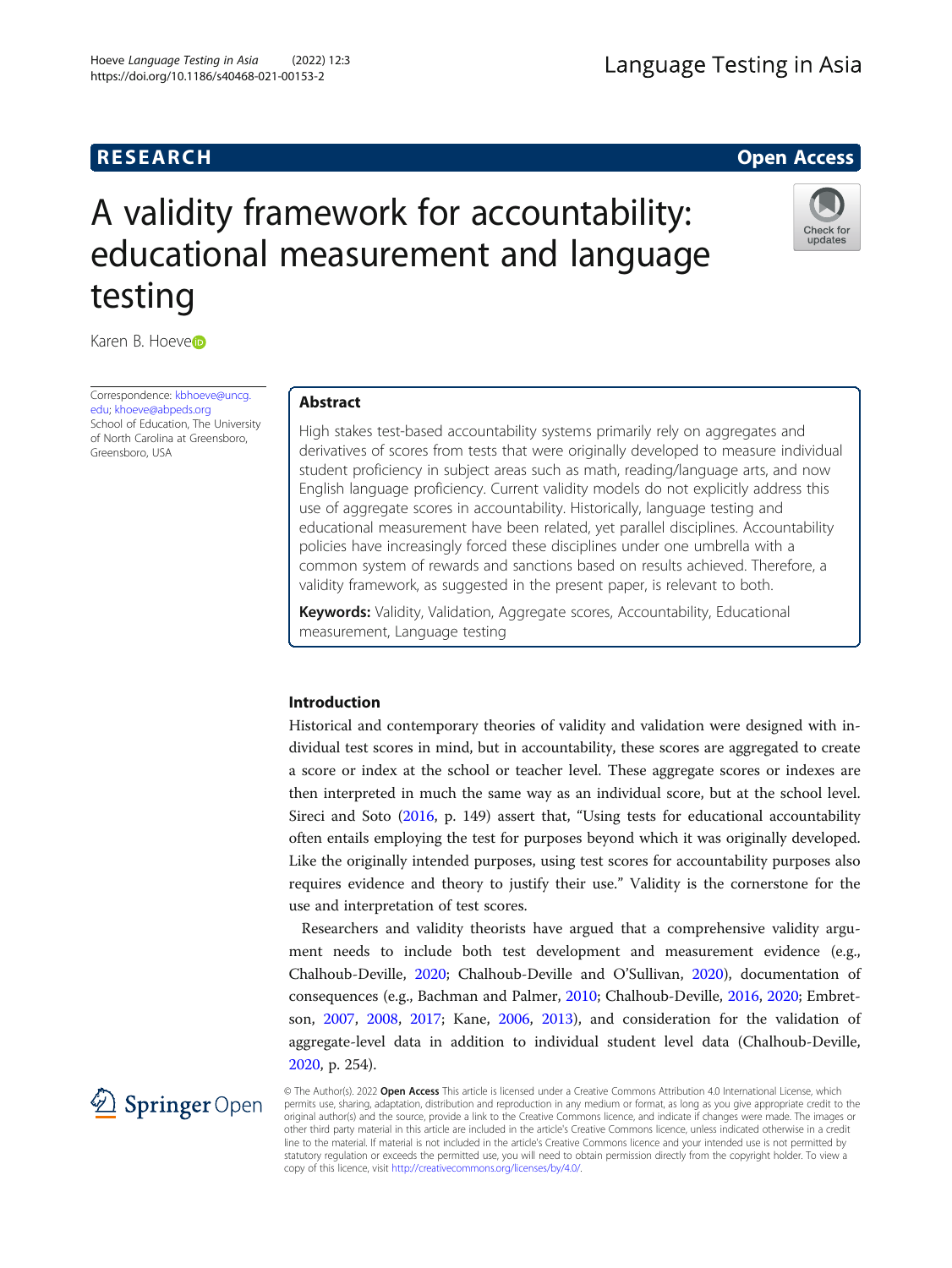RESEARCH

Open Access

# A validity framework for accountability: educational measurement and language testing

Karen B. Hoeve

Correspondence: kbhoeve@uncg.edu; khoeve@abpeds.org
School of Education, The University of North Carolina at Greensboro, Greensboro, USA

## Abstract

High stakes test-based accountability systems primarily rely on aggregates and derivatives of scores from tests that were originally developed to measure individual student proficiency in subject areas such as math, reading/language arts, and now English language proficiency. Current validity models do not explicitly address this use of aggregate scores in accountability. Historically, language testing and educational measurement have been related, yet parallel disciplines. Accountability policies have increasingly forced these disciplines under one umbrella with a common system of rewards and sanctions based on results achieved. Therefore, a validity framework, as suggested in the present paper, is relevant to both.

**Keywords:** Validity, Validation, Aggregate scores, Accountability, Educational measurement, Language testing

## Introduction

Historical and contemporary theories of validity and validation were designed with individual test scores in mind, but in accountability, these scores are aggregated to create a score or index at the school or teacher level. These aggregate scores or indexes are then interpreted in much the same way as an individual score, but at the school level. Sireci and Soto (2016, p. 149) assert that, "Using tests for educational accountability often entails employing the test for purposes beyond which it was originally developed. Like the originally intended purposes, using test scores for accountability purposes also requires evidence and theory to justify their use." Validity is the cornerstone for the use and interpretation of test scores.

Researchers and validity theorists have argued that a comprehensive validity argument needs to include both test development and measurement evidence (e.g., Chalhoub-Deville, 2020; Chalhoub-Deville and O'Sullivan, 2020), documentation of consequences (e.g., Bachman and Palmer, 2010; Chalhoub-Deville, 2016, 2020; Embretson, 2007, 2008, 2017; Kane, 2006, 2013), and consideration for the validation of aggregate-level data in addition to individual student level data (Chalhoub-Deville, 2020, p. 254).

© The Author(s). 2022 **Open Access** This article is licensed under a Creative Commons Attribution 4.0 International License, which permits use, sharing, adaptation, distribution and reproduction in any medium or format, as long as you give appropriate credit to the original author(s) and the source, provide a link to the Creative Commons licence, and indicate if changes were made. The images or other third party material in this article are included in the article's Creative Commons licence, unless indicated otherwise in a credit line to the material. If material is not included in the article's Creative Commons licence and your intended use is not permitted by statutory regulation or exceeds the permitted use, you will need to obtain permission directly from the copyright holder. To view a copy of this licence, visit http://creativecommons.org/licenses/by/4.0/.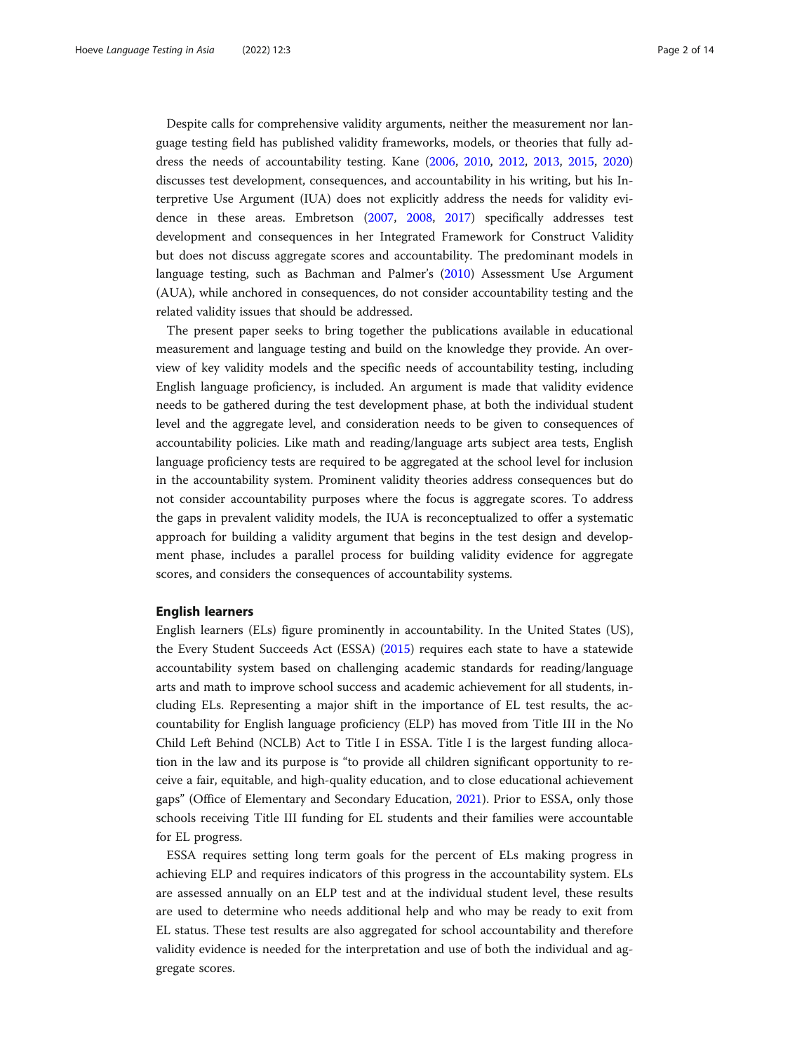Despite calls for comprehensive validity arguments, neither the measurement nor language testing field has published validity frameworks, models, or theories that fully address the needs of accountability testing. Kane (2006, 2010, 2012, 2013, 2015, 2020) discusses test development, consequences, and accountability in his writing, but his Interpretive Use Argument (IUA) does not explicitly address the needs for validity evidence in these areas. Embretson (2007, 2008, 2017) specifically addresses test development and consequences in her Integrated Framework for Construct Validity but does not discuss aggregate scores and accountability. The predominant models in language testing, such as Bachman and Palmer's (2010) Assessment Use Argument (AUA), while anchored in consequences, do not consider accountability testing and the related validity issues that should be addressed.

The present paper seeks to bring together the publications available in educational measurement and language testing and build on the knowledge they provide. An overview of key validity models and the specific needs of accountability testing, including English language proficiency, is included. An argument is made that validity evidence needs to be gathered during the test development phase, at both the individual student level and the aggregate level, and consideration needs to be given to consequences of accountability policies. Like math and reading/language arts subject area tests, English language proficiency tests are required to be aggregated at the school level for inclusion in the accountability system. Prominent validity theories address consequences but do not consider accountability purposes where the focus is aggregate scores. To address the gaps in prevalent validity models, the IUA is reconceptualized to offer a systematic approach for building a validity argument that begins in the test design and development phase, includes a parallel process for building validity evidence for aggregate scores, and considers the consequences of accountability systems.

## English learners

English learners (ELs) figure prominently in accountability. In the United States (US), the Every Student Succeeds Act (ESSA) (2015) requires each state to have a statewide accountability system based on challenging academic standards for reading/language arts and math to improve school success and academic achievement for all students, including ELs. Representing a major shift in the importance of EL test results, the accountability for English language proficiency (ELP) has moved from Title III in the No Child Left Behind (NCLB) Act to Title I in ESSA. Title I is the largest funding allocation in the law and its purpose is "to provide all children significant opportunity to receive a fair, equitable, and high-quality education, and to close educational achievement gaps" (Office of Elementary and Secondary Education, 2021). Prior to ESSA, only those schools receiving Title III funding for EL students and their families were accountable for EL progress.

ESSA requires setting long term goals for the percent of ELs making progress in achieving ELP and requires indicators of this progress in the accountability system. ELs are assessed annually on an ELP test and at the individual student level, these results are used to determine who needs additional help and who may be ready to exit from EL status. These test results are also aggregated for school accountability and therefore validity evidence is needed for the interpretation and use of both the individual and aggregate scores.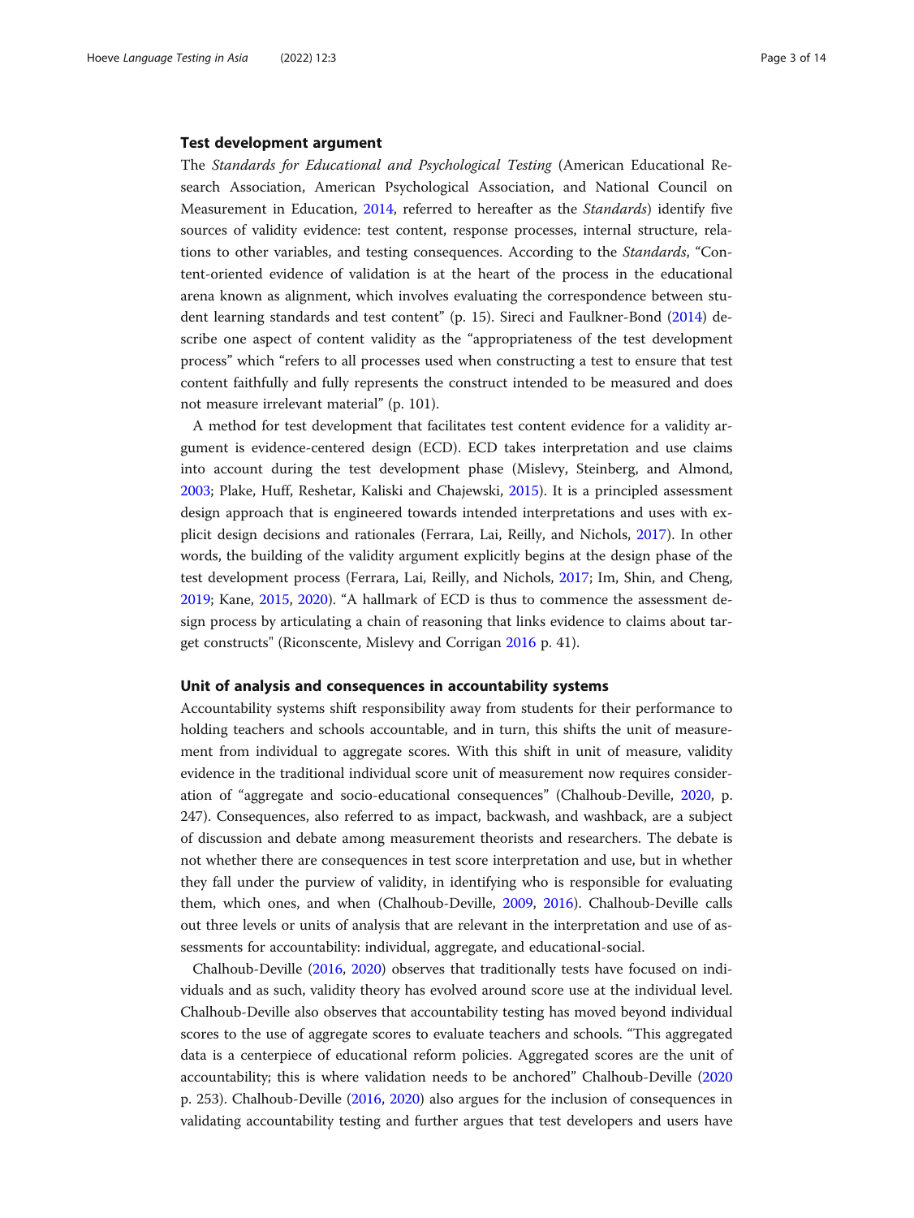### Test development argument

The *Standards for Educational and Psychological Testing* (American Educational Research Association, American Psychological Association, and National Council on Measurement in Education, 2014, referred to hereafter as the *Standards*) identify five sources of validity evidence: test content, response processes, internal structure, relations to other variables, and testing consequences. According to the *Standards*, "Content-oriented evidence of validation is at the heart of the process in the educational arena known as alignment, which involves evaluating the correspondence between student learning standards and test content" (p. 15). Sireci and Faulkner-Bond (2014) describe one aspect of content validity as the "appropriateness of the test development process" which "refers to all processes used when constructing a test to ensure that test content faithfully and fully represents the construct intended to be measured and does not measure irrelevant material" (p. 101).

A method for test development that facilitates test content evidence for a validity argument is evidence-centered design (ECD). ECD takes interpretation and use claims into account during the test development phase (Mislevy, Steinberg, and Almond, 2003; Plake, Huff, Reshetar, Kaliski and Chajewski, 2015). It is a principled assessment design approach that is engineered towards intended interpretations and uses with explicit design decisions and rationales (Ferrara, Lai, Reilly, and Nichols, 2017). In other words, the building of the validity argument explicitly begins at the design phase of the test development process (Ferrara, Lai, Reilly, and Nichols, 2017; Im, Shin, and Cheng, 2019; Kane, 2015, 2020). "A hallmark of ECD is thus to commence the assessment design process by articulating a chain of reasoning that links evidence to claims about target constructs" (Riconscente, Mislevy and Corrigan 2016 p. 41).

### Unit of analysis and consequences in accountability systems

Accountability systems shift responsibility away from students for their performance to holding teachers and schools accountable, and in turn, this shifts the unit of measurement from individual to aggregate scores. With this shift in unit of measure, validity evidence in the traditional individual score unit of measurement now requires consideration of "aggregate and socio-educational consequences" (Chalhoub-Deville, 2020, p. 247). Consequences, also referred to as impact, backwash, and washback, are a subject of discussion and debate among measurement theorists and researchers. The debate is not whether there are consequences in test score interpretation and use, but in whether they fall under the purview of validity, in identifying who is responsible for evaluating them, which ones, and when (Chalhoub-Deville, 2009, 2016). Chalhoub-Deville calls out three levels or units of analysis that are relevant in the interpretation and use of assessments for accountability: individual, aggregate, and educational-social.

Chalhoub-Deville (2016, 2020) observes that traditionally tests have focused on individuals and as such, validity theory has evolved around score use at the individual level. Chalhoub-Deville also observes that accountability testing has moved beyond individual scores to the use of aggregate scores to evaluate teachers and schools. "This aggregated data is a centerpiece of educational reform policies. Aggregated scores are the unit of accountability; this is where validation needs to be anchored" Chalhoub-Deville (2020 p. 253). Chalhoub-Deville (2016, 2020) also argues for the inclusion of consequences in validating accountability testing and further argues that test developers and users have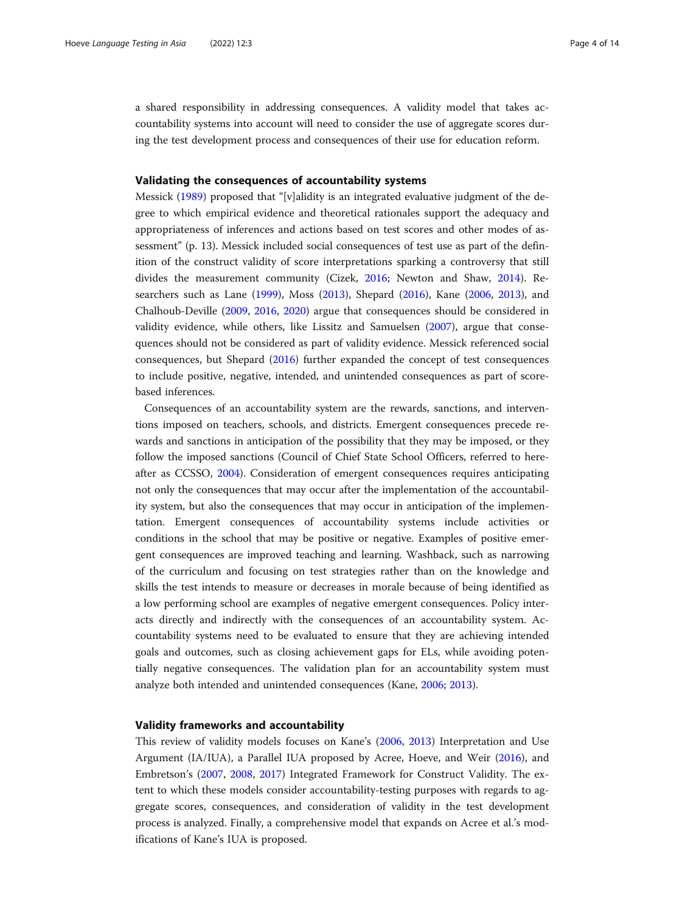a shared responsibility in addressing consequences. A validity model that takes accountability systems into account will need to consider the use of aggregate scores during the test development process and consequences of their use for education reform.

### Validating the consequences of accountability systems

Messick (1989) proposed that "[v]alidity is an integrated evaluative judgment of the degree to which empirical evidence and theoretical rationales support the adequacy and appropriateness of inferences and actions based on test scores and other modes of assessment" (p. 13). Messick included social consequences of test use as part of the definition of the construct validity of score interpretations sparking a controversy that still divides the measurement community (Cizek, 2016; Newton and Shaw, 2014). Researchers such as Lane (1999), Moss (2013), Shepard (2016), Kane (2006, 2013), and Chalhoub-Deville (2009, 2016, 2020) argue that consequences should be considered in validity evidence, while others, like Lissitz and Samuelsen (2007), argue that consequences should not be considered as part of validity evidence. Messick referenced social consequences, but Shepard (2016) further expanded the concept of test consequences to include positive, negative, intended, and unintended consequences as part of score-based inferences.

Consequences of an accountability system are the rewards, sanctions, and interventions imposed on teachers, schools, and districts. Emergent consequences precede rewards and sanctions in anticipation of the possibility that they may be imposed, or they follow the imposed sanctions (Council of Chief State School Officers, referred to hereafter as CCSSO, 2004). Consideration of emergent consequences requires anticipating not only the consequences that may occur after the implementation of the accountability system, but also the consequences that may occur in anticipation of the implementation. Emergent consequences of accountability systems include activities or conditions in the school that may be positive or negative. Examples of positive emergent consequences are improved teaching and learning. Washback, such as narrowing of the curriculum and focusing on test strategies rather than on the knowledge and skills the test intends to measure or decreases in morale because of being identified as a low performing school are examples of negative emergent consequences. Policy interacts directly and indirectly with the consequences of an accountability system. Accountability systems need to be evaluated to ensure that they are achieving intended goals and outcomes, such as closing achievement gaps for ELs, while avoiding potentially negative consequences. The validation plan for an accountability system must analyze both intended and unintended consequences (Kane, 2006; 2013).

### Validity frameworks and accountability

This review of validity models focuses on Kane's (2006, 2013) Interpretation and Use Argument (IA/IUA), a Parallel IUA proposed by Acree, Hoeve, and Weir (2016), and Embretson's (2007, 2008, 2017) Integrated Framework for Construct Validity. The extent to which these models consider accountability-testing purposes with regards to aggregate scores, consequences, and consideration of validity in the test development process is analyzed. Finally, a comprehensive model that expands on Acree et al.'s modifications of Kane's IUA is proposed.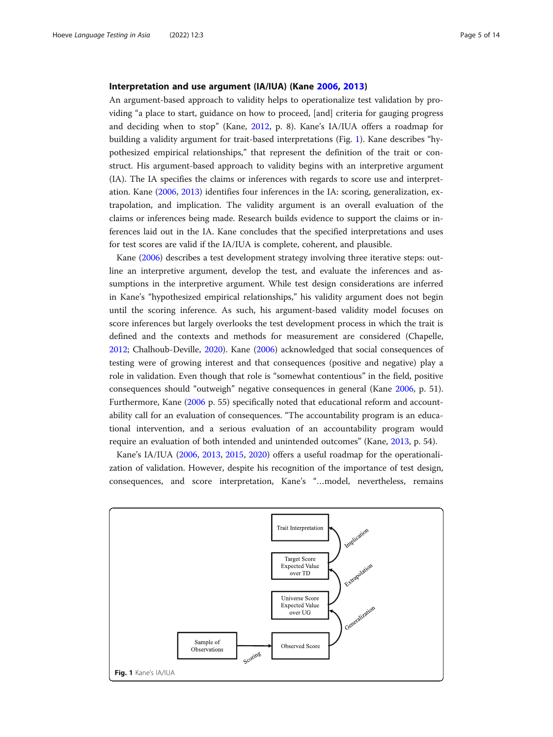### Interpretation and use argument (IA/IUA) (Kane 2006, 2013)

An argument-based approach to validity helps to operationalize test validation by providing "a place to start, guidance on how to proceed, [and] criteria for gauging progress and deciding when to stop" (Kane, 2012, p. 8). Kane's IA/IUA offers a roadmap for building a validity argument for trait-based interpretations (Fig. 1). Kane describes "hypothesized empirical relationships," that represent the definition of the trait or construct. His argument-based approach to validity begins with an interpretive argument (IA). The IA specifies the claims or inferences with regards to score use and interpretation. Kane (2006, 2013) identifies four inferences in the IA: scoring, generalization, extrapolation, and implication. The validity argument is an overall evaluation of the claims or inferences being made. Research builds evidence to support the claims or inferences laid out in the IA. Kane concludes that the specified interpretations and uses for test scores are valid if the IA/IUA is complete, coherent, and plausible.

Kane (2006) describes a test development strategy involving three iterative steps: outline an interpretive argument, develop the test, and evaluate the inferences and assumptions in the interpretive argument. While test design considerations are inferred in Kane's "hypothesized empirical relationships," his validity argument does not begin until the scoring inference. As such, his argument-based validity model focuses on score inferences but largely overlooks the test development process in which the trait is defined and the contexts and methods for measurement are considered (Chapelle, 2012; Chalhoub-Deville, 2020). Kane (2006) acknowledged that social consequences of testing were of growing interest and that consequences (positive and negative) play a role in validation. Even though that role is "somewhat contentious" in the field, positive consequences should "outweigh" negative consequences in general (Kane 2006, p. 51). Furthermore, Kane (2006 p. 55) specifically noted that educational reform and accountability call for an evaluation of consequences. "The accountability program is an educational intervention, and a serious evaluation of an accountability program would require an evaluation of both intended and unintended outcomes" (Kane, 2013, p. 54).

Kane's IA/IUA (2006, 2013, 2015, 2020) offers a useful roadmap for the operationalization of validation. However, despite his recognition of the importance of test design, consequences, and score interpretation, Kane's "...model, nevertheless, remains

Fig. 1 Kane's IA/IUA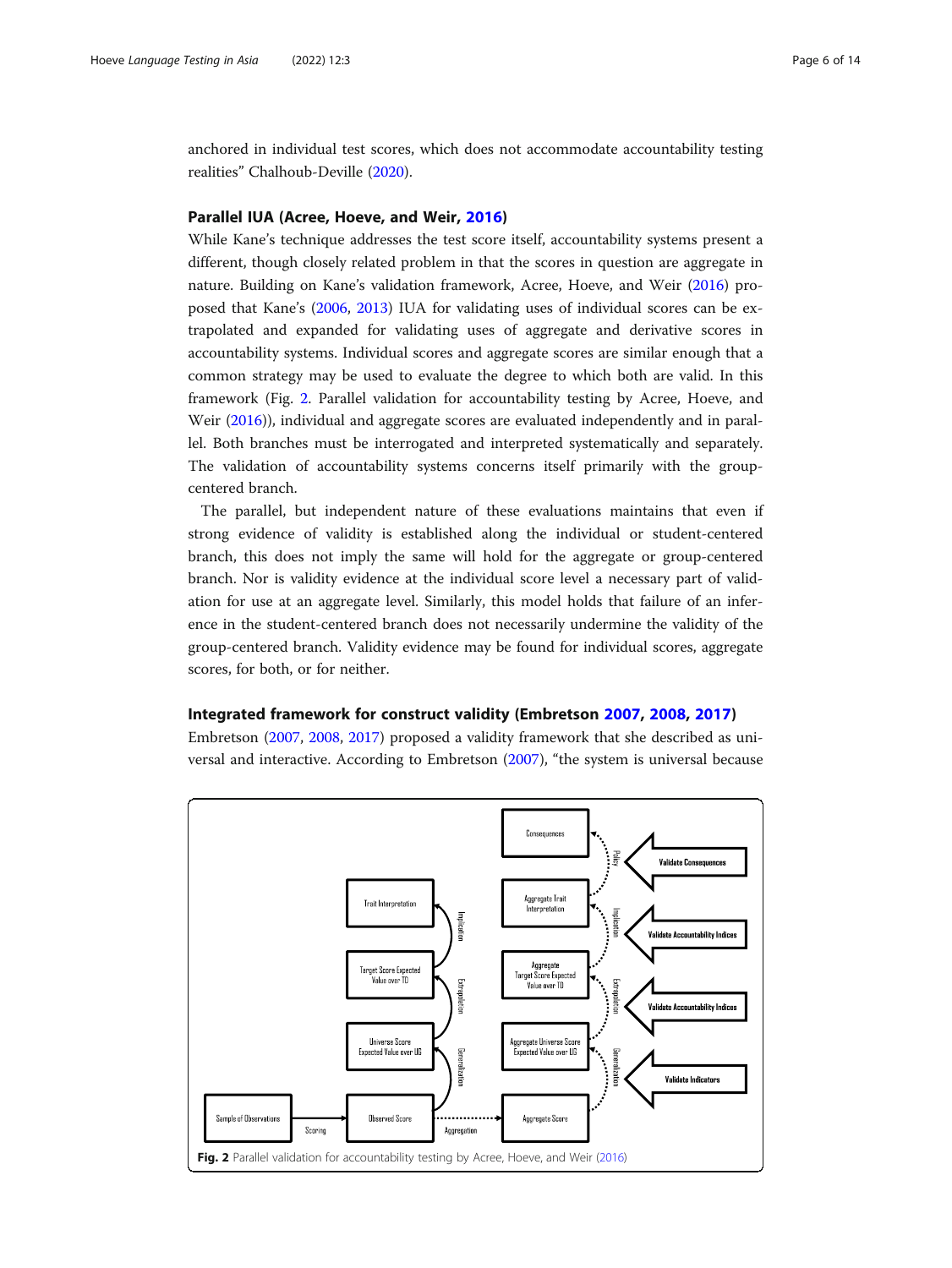anchored in individual test scores, which does not accommodate accountability testing realities" Chalhoub-Deville (2020).

### Parallel IUA (Acree, Hoeve, and Weir, 2016)

While Kane's technique addresses the test score itself, accountability systems present a different, though closely related problem in that the scores in question are aggregate in nature. Building on Kane's validation framework, Acree, Hoeve, and Weir (2016) proposed that Kane's (2006, 2013) IUA for validating uses of individual scores can be extrapolated and expanded for validating uses of aggregate and derivative scores in accountability systems. Individual scores and aggregate scores are similar enough that a common strategy may be used to evaluate the degree to which both are valid. In this framework (Fig. 2. Parallel validation for accountability testing by Acree, Hoeve, and Weir (2016)), individual and aggregate scores are evaluated independently and in parallel. Both branches must be interrogated and interpreted systematically and separately. The validation of accountability systems concerns itself primarily with the group-centered branch.

The parallel, but independent nature of these evaluations maintains that even if strong evidence of validity is established along the individual or student-centered branch, this does not imply the same will hold for the aggregate or group-centered branch. Nor is validity evidence at the individual score level a necessary part of validation for use at an aggregate level. Similarly, this model holds that failure of an inference in the student-centered branch does not necessarily undermine the validity of the group-centered branch. Validity evidence may be found for individual scores, aggregate scores, for both, or for neither.

### Integrated framework for construct validity (Embretson 2007, 2008, 2017)

Embretson (2007, 2008, 2017) proposed a validity framework that she described as universal and interactive. According to Embretson (2007), "the system is universal because

**Fig. 2** Parallel validation for accountability testing by Acree, Hoeve, and Weir (2016)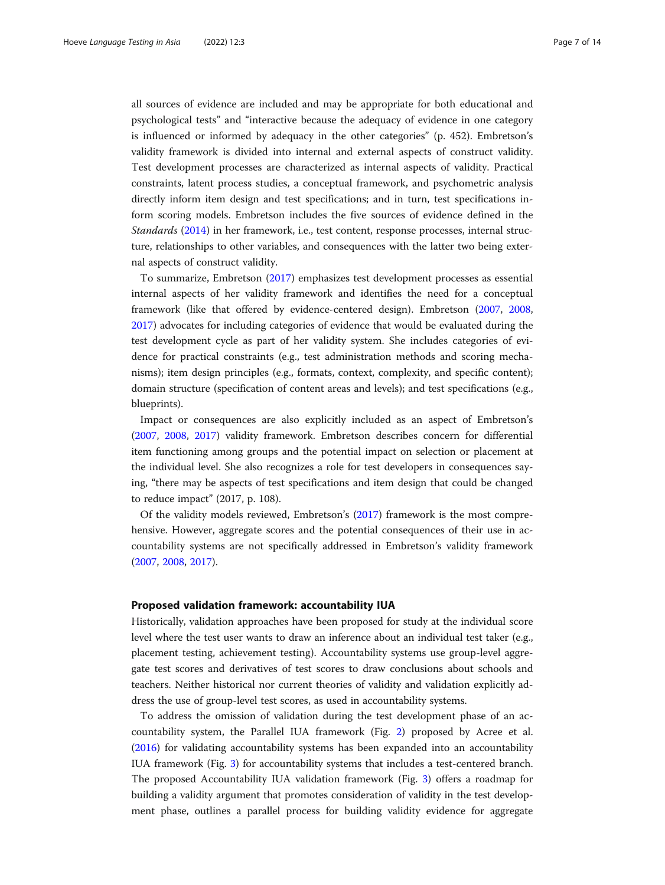all sources of evidence are included and may be appropriate for both educational and psychological tests" and "interactive because the adequacy of evidence in one category is influenced or informed by adequacy in the other categories" (p. 452). Embretson's validity framework is divided into internal and external aspects of construct validity. Test development processes are characterized as internal aspects of validity. Practical constraints, latent process studies, a conceptual framework, and psychometric analysis directly inform item design and test specifications; and in turn, test specifications inform scoring models. Embretson includes the five sources of evidence defined in the *Standards* (2014) in her framework, i.e., test content, response processes, internal structure, relationships to other variables, and consequences with the latter two being external aspects of construct validity.

To summarize, Embretson (2017) emphasizes test development processes as essential internal aspects of her validity framework and identifies the need for a conceptual framework (like that offered by evidence-centered design). Embretson (2007, 2008, 2017) advocates for including categories of evidence that would be evaluated during the test development cycle as part of her validity system. She includes categories of evidence for practical constraints (e.g., test administration methods and scoring mechanisms); item design principles (e.g., formats, context, complexity, and specific content); domain structure (specification of content areas and levels); and test specifications (e.g., blueprints).

Impact or consequences are also explicitly included as an aspect of Embretson's (2007, 2008, 2017) validity framework. Embretson describes concern for differential item functioning among groups and the potential impact on selection or placement at the individual level. She also recognizes a role for test developers in consequences saying, "there may be aspects of test specifications and item design that could be changed to reduce impact" (2017, p. 108).

Of the validity models reviewed, Embretson's (2017) framework is the most comprehensive. However, aggregate scores and the potential consequences of their use in accountability systems are not specifically addressed in Embretson's validity framework (2007, 2008, 2017).

## Proposed validation framework: accountability IUA

Historically, validation approaches have been proposed for study at the individual score level where the test user wants to draw an inference about an individual test taker (e.g., placement testing, achievement testing). Accountability systems use group-level aggregate test scores and derivatives of test scores to draw conclusions about schools and teachers. Neither historical nor current theories of validity and validation explicitly address the use of group-level test scores, as used in accountability systems.

To address the omission of validation during the test development phase of an accountability system, the Parallel IUA framework (Fig. 2) proposed by Acree et al. (2016) for validating accountability systems has been expanded into an accountability IUA framework (Fig. 3) for accountability systems that includes a test-centered branch. The proposed Accountability IUA validation framework (Fig. 3) offers a roadmap for building a validity argument that promotes consideration of validity in the test development phase, outlines a parallel process for building validity evidence for aggregate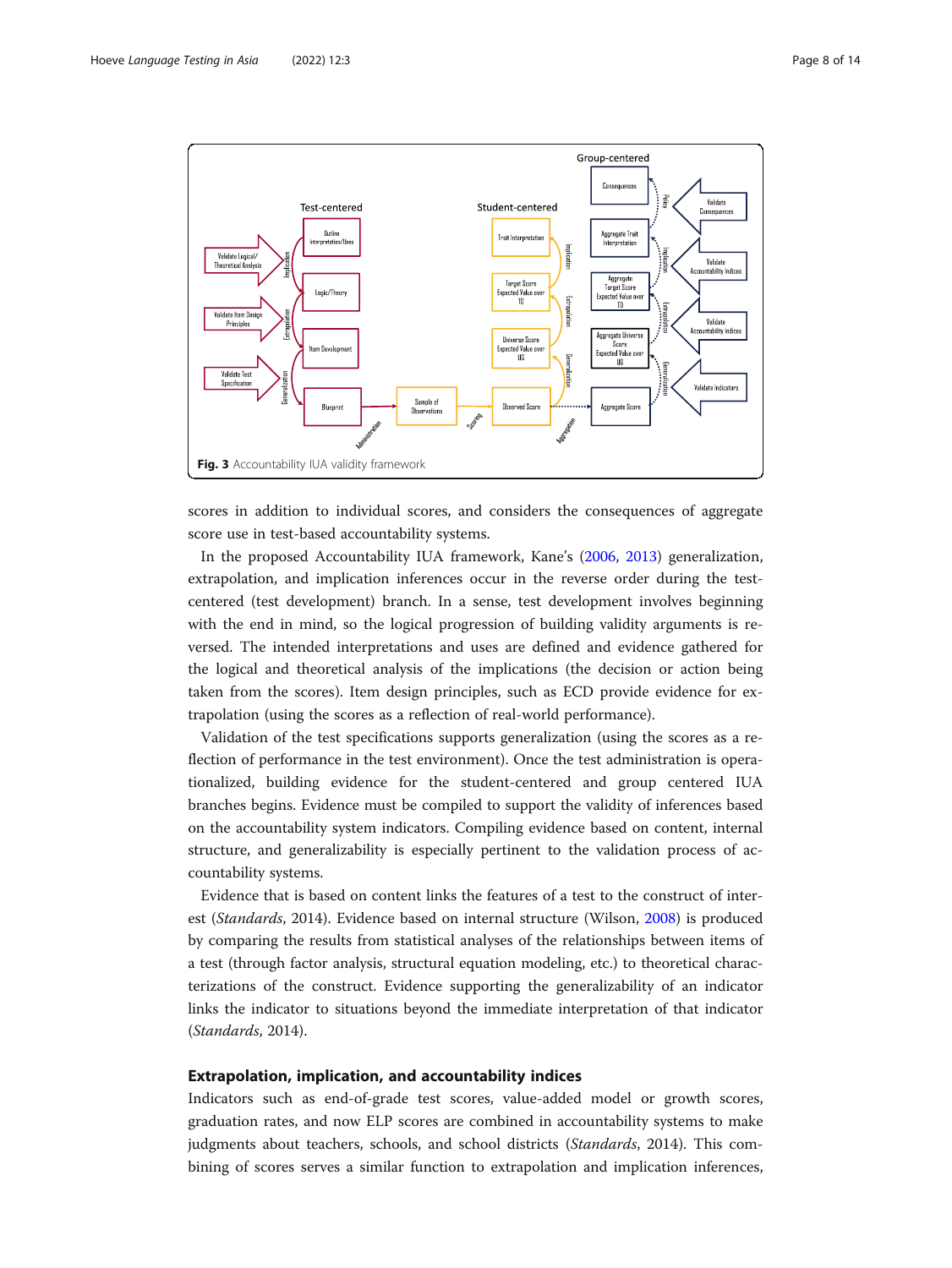Fig. 3 Accountability IUA validity framework

scores in addition to individual scores, and considers the consequences of aggregate score use in test-based accountability systems.

In the proposed Accountability IUA framework, Kane's (2006, 2013) generalization, extrapolation, and implication inferences occur in the reverse order during the test-centered (test development) branch. In a sense, test development involves beginning with the end in mind, so the logical progression of building validity arguments is reversed. The intended interpretations and uses are defined and evidence gathered for the logical and theoretical analysis of the implications (the decision or action being taken from the scores). Item design principles, such as ECD provide evidence for extrapolation (using the scores as a reflection of real-world performance).

Validation of the test specifications supports generalization (using the scores as a reflection of performance in the test environment). Once the test administration is operationalized, building evidence for the student-centered and group centered IUA branches begins. Evidence must be compiled to support the validity of inferences based on the accountability system indicators. Compiling evidence based on content, internal structure, and generalizability is especially pertinent to the validation process of accountability systems.

Evidence that is based on content links the features of a test to the construct of interest (*Standards*, 2014). Evidence based on internal structure (Wilson, 2008) is produced by comparing the results from statistical analyses of the relationships between items of a test (through factor analysis, structural equation modeling, etc.) to theoretical characterizations of the construct. Evidence supporting the generalizability of an indicator links the indicator to situations beyond the immediate interpretation of that indicator (*Standards*, 2014).

## Extrapolation, implication, and accountability indices

Indicators such as end-of-grade test scores, value-added model or growth scores, graduation rates, and now ELP scores are combined in accountability systems to make judgments about teachers, schools, and school districts (*Standards*, 2014). This combining of scores serves a similar function to extrapolation and implication inferences,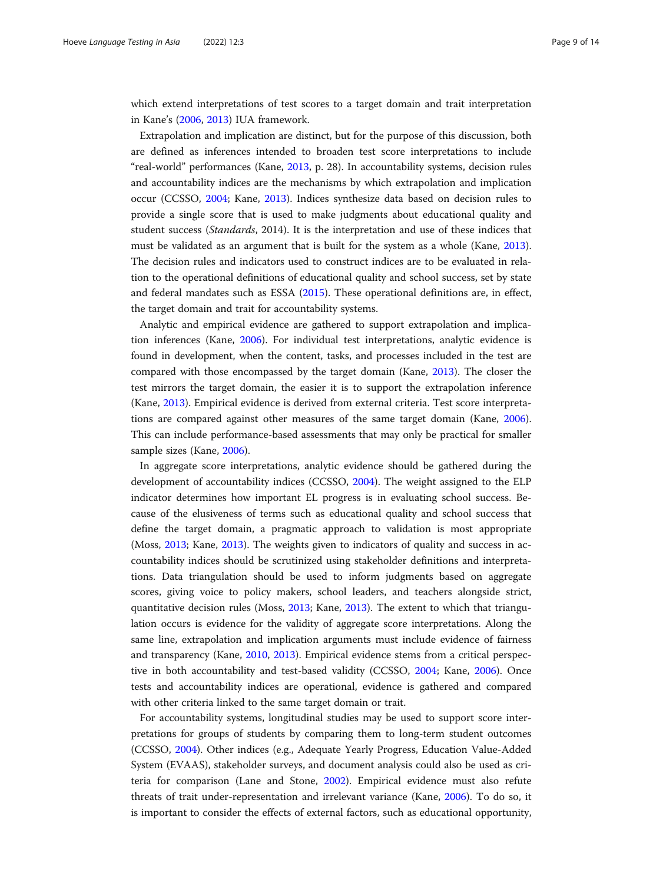which extend interpretations of test scores to a target domain and trait interpretation in Kane's (2006, 2013) IUA framework.

Extrapolation and implication are distinct, but for the purpose of this discussion, both are defined as inferences intended to broaden test score interpretations to include "real-world" performances (Kane, 2013, p. 28). In accountability systems, decision rules and accountability indices are the mechanisms by which extrapolation and implication occur (CCSSO, 2004; Kane, 2013). Indices synthesize data based on decision rules to provide a single score that is used to make judgments about educational quality and student success (*Standards*, 2014). It is the interpretation and use of these indices that must be validated as an argument that is built for the system as a whole (Kane, 2013). The decision rules and indicators used to construct indices are to be evaluated in relation to the operational definitions of educational quality and school success, set by state and federal mandates such as ESSA (2015). These operational definitions are, in effect, the target domain and trait for accountability systems.

Analytic and empirical evidence are gathered to support extrapolation and implication inferences (Kane, 2006). For individual test interpretations, analytic evidence is found in development, when the content, tasks, and processes included in the test are compared with those encompassed by the target domain (Kane, 2013). The closer the test mirrors the target domain, the easier it is to support the extrapolation inference (Kane, 2013). Empirical evidence is derived from external criteria. Test score interpretations are compared against other measures of the same target domain (Kane, 2006). This can include performance-based assessments that may only be practical for smaller sample sizes (Kane, 2006).

In aggregate score interpretations, analytic evidence should be gathered during the development of accountability indices (CCSSO, 2004). The weight assigned to the ELP indicator determines how important EL progress is in evaluating school success. Because of the elusiveness of terms such as educational quality and school success that define the target domain, a pragmatic approach to validation is most appropriate (Moss, 2013; Kane, 2013). The weights given to indicators of quality and success in accountability indices should be scrutinized using stakeholder definitions and interpretations. Data triangulation should be used to inform judgments based on aggregate scores, giving voice to policy makers, school leaders, and teachers alongside strict, quantitative decision rules (Moss, 2013; Kane, 2013). The extent to which that triangulation occurs is evidence for the validity of aggregate score interpretations. Along the same line, extrapolation and implication arguments must include evidence of fairness and transparency (Kane, 2010, 2013). Empirical evidence stems from a critical perspective in both accountability and test-based validity (CCSSO, 2004; Kane, 2006). Once tests and accountability indices are operational, evidence is gathered and compared with other criteria linked to the same target domain or trait.

For accountability systems, longitudinal studies may be used to support score interpretations for groups of students by comparing them to long-term student outcomes (CCSSO, 2004). Other indices (e.g., Adequate Yearly Progress, Education Value-Added System (EVAAS), stakeholder surveys, and document analysis could also be used as criteria for comparison (Lane and Stone, 2002). Empirical evidence must also refute threats of trait under-representation and irrelevant variance (Kane, 2006). To do so, it is important to consider the effects of external factors, such as educational opportunity,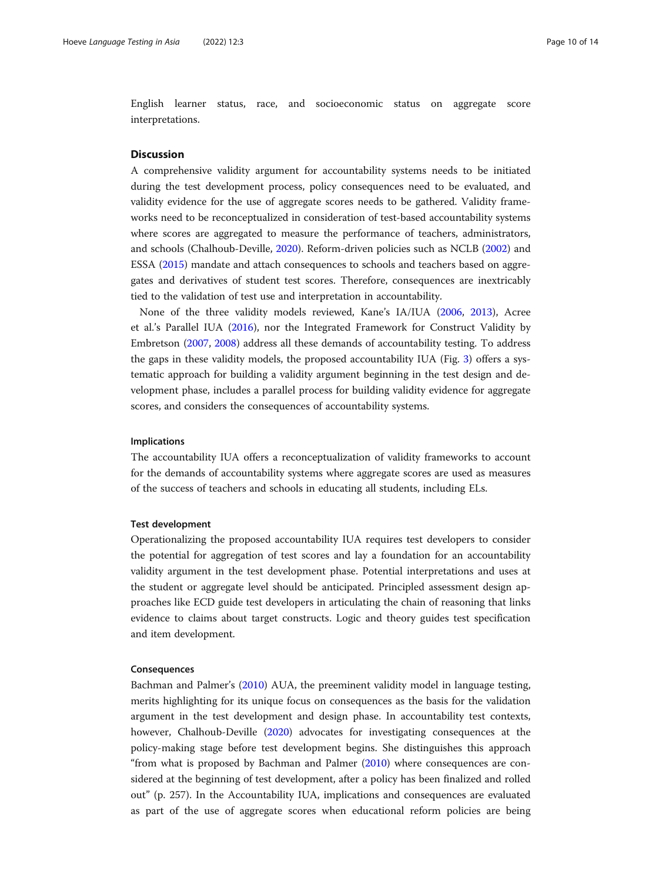English learner status, race, and socioeconomic status on aggregate score interpretations.

## Discussion

A comprehensive validity argument for accountability systems needs to be initiated during the test development process, policy consequences need to be evaluated, and validity evidence for the use of aggregate scores needs to be gathered. Validity frameworks need to be reconceptualized in consideration of test-based accountability systems where scores are aggregated to measure the performance of teachers, administrators, and schools (Chalhoub-Deville, 2020). Reform-driven policies such as NCLB (2002) and ESSA (2015) mandate and attach consequences to schools and teachers based on aggregates and derivatives of student test scores. Therefore, consequences are inextricably tied to the validation of test use and interpretation in accountability.

None of the three validity models reviewed, Kane's IA/IUA (2006, 2013), Acree et al.'s Parallel IUA (2016), nor the Integrated Framework for Construct Validity by Embretson (2007, 2008) address all these demands of accountability testing. To address the gaps in these validity models, the proposed accountability IUA (Fig. 3) offers a systematic approach for building a validity argument beginning in the test design and development phase, includes a parallel process for building validity evidence for aggregate scores, and considers the consequences of accountability systems.

### Implications

The accountability IUA offers a reconceptualization of validity frameworks to account for the demands of accountability systems where aggregate scores are used as measures of the success of teachers and schools in educating all students, including ELs.

### Test development

Operationalizing the proposed accountability IUA requires test developers to consider the potential for aggregation of test scores and lay a foundation for an accountability validity argument in the test development phase. Potential interpretations and uses at the student or aggregate level should be anticipated. Principled assessment design approaches like ECD guide test developers in articulating the chain of reasoning that links evidence to claims about target constructs. Logic and theory guides test specification and item development.

### Consequences

Bachman and Palmer's (2010) AUA, the preeminent validity model in language testing, merits highlighting for its unique focus on consequences as the basis for the validation argument in the test development and design phase. In accountability test contexts, however, Chalhoub-Deville (2020) advocates for investigating consequences at the policy-making stage before test development begins. She distinguishes this approach "from what is proposed by Bachman and Palmer (2010) where consequences are considered at the beginning of test development, after a policy has been finalized and rolled out" (p. 257). In the Accountability IUA, implications and consequences are evaluated as part of the use of aggregate scores when educational reform policies are being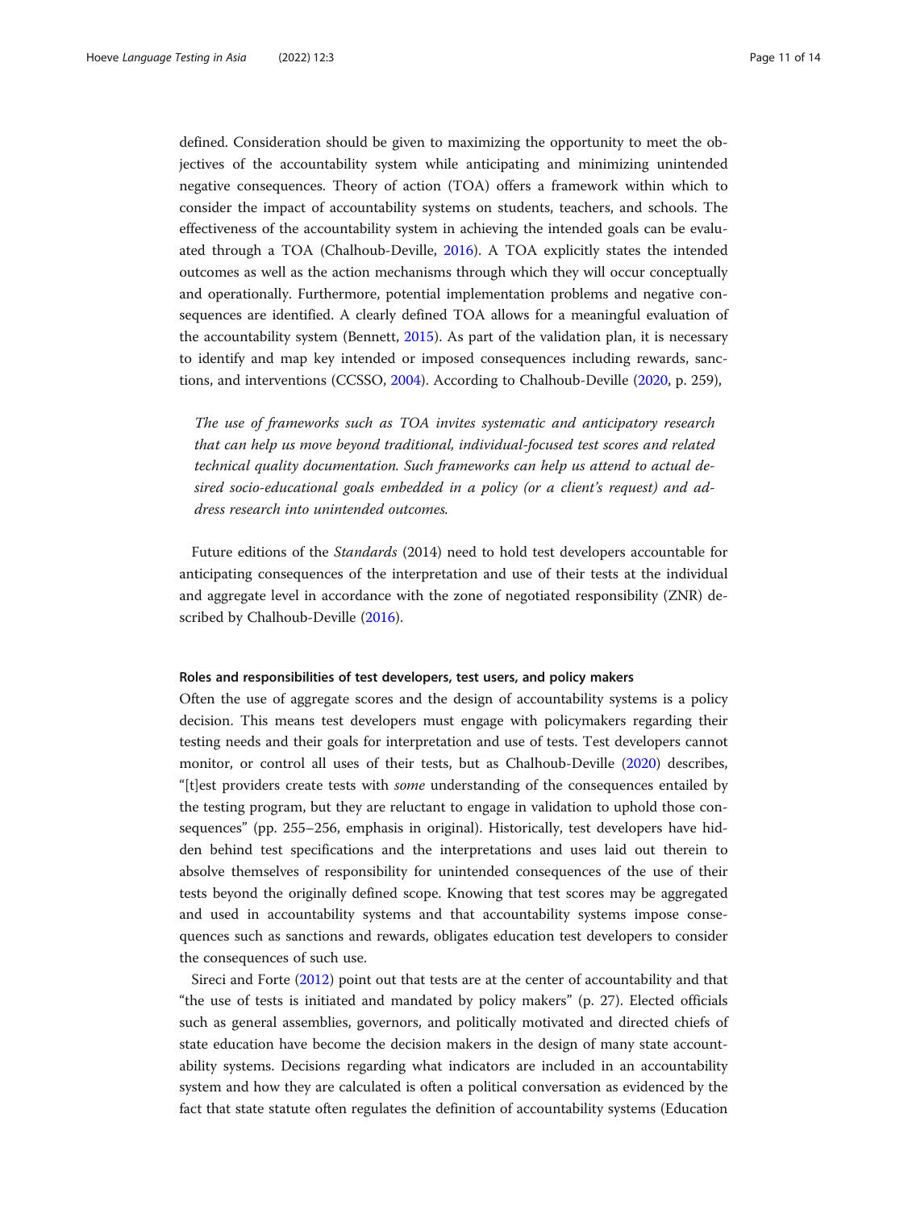defined. Consideration should be given to maximizing the opportunity to meet the objectives of the accountability system while anticipating and minimizing unintended negative consequences. Theory of action (TOA) offers a framework within which to consider the impact of accountability systems on students, teachers, and schools. The effectiveness of the accountability system in achieving the intended goals can be evaluated through a TOA (Chalhoub-Deville, 2016). A TOA explicitly states the intended outcomes as well as the action mechanisms through which they will occur conceptually and operationally. Furthermore, potential implementation problems and negative consequences are identified. A clearly defined TOA allows for a meaningful evaluation of the accountability system (Bennett, 2015). As part of the validation plan, it is necessary to identify and map key intended or imposed consequences including rewards, sanctions, and interventions (CCSSO, 2004). According to Chalhoub-Deville (2020, p. 259),

> *The use of frameworks such as TOA invites systematic and anticipatory research that can help us move beyond traditional, individual-focused test scores and related technical quality documentation. Such frameworks can help us attend to actual desired socio-educational goals embedded in a policy (or a client's request) and address research into unintended outcomes.*

Future editions of the *Standards* (2014) need to hold test developers accountable for anticipating consequences of the interpretation and use of their tests at the individual and aggregate level in accordance with the zone of negotiated responsibility (ZNR) described by Chalhoub-Deville (2016).

### Roles and responsibilities of test developers, test users, and policy makers

Often the use of aggregate scores and the design of accountability systems is a policy decision. This means test developers must engage with policymakers regarding their testing needs and their goals for interpretation and use of tests. Test developers cannot monitor, or control all uses of their tests, but as Chalhoub-Deville (2020) describes, "[t]est providers create tests with *some* understanding of the consequences entailed by the testing program, but they are reluctant to engage in validation to uphold those consequences" (pp. 255–256, emphasis in original). Historically, test developers have hidden behind test specifications and the interpretations and uses laid out therein to absolve themselves of responsibility for unintended consequences of the use of their tests beyond the originally defined scope. Knowing that test scores may be aggregated and used in accountability systems and that accountability systems impose consequences such as sanctions and rewards, obligates education test developers to consider the consequences of such use.

Sireci and Forte (2012) point out that tests are at the center of accountability and that "the use of tests is initiated and mandated by policy makers" (p. 27). Elected officials such as general assemblies, governors, and politically motivated and directed chiefs of state education have become the decision makers in the design of many state accountability systems. Decisions regarding what indicators are included in an accountability system and how they are calculated is often a political conversation as evidenced by the fact that state statute often regulates the definition of accountability systems (Education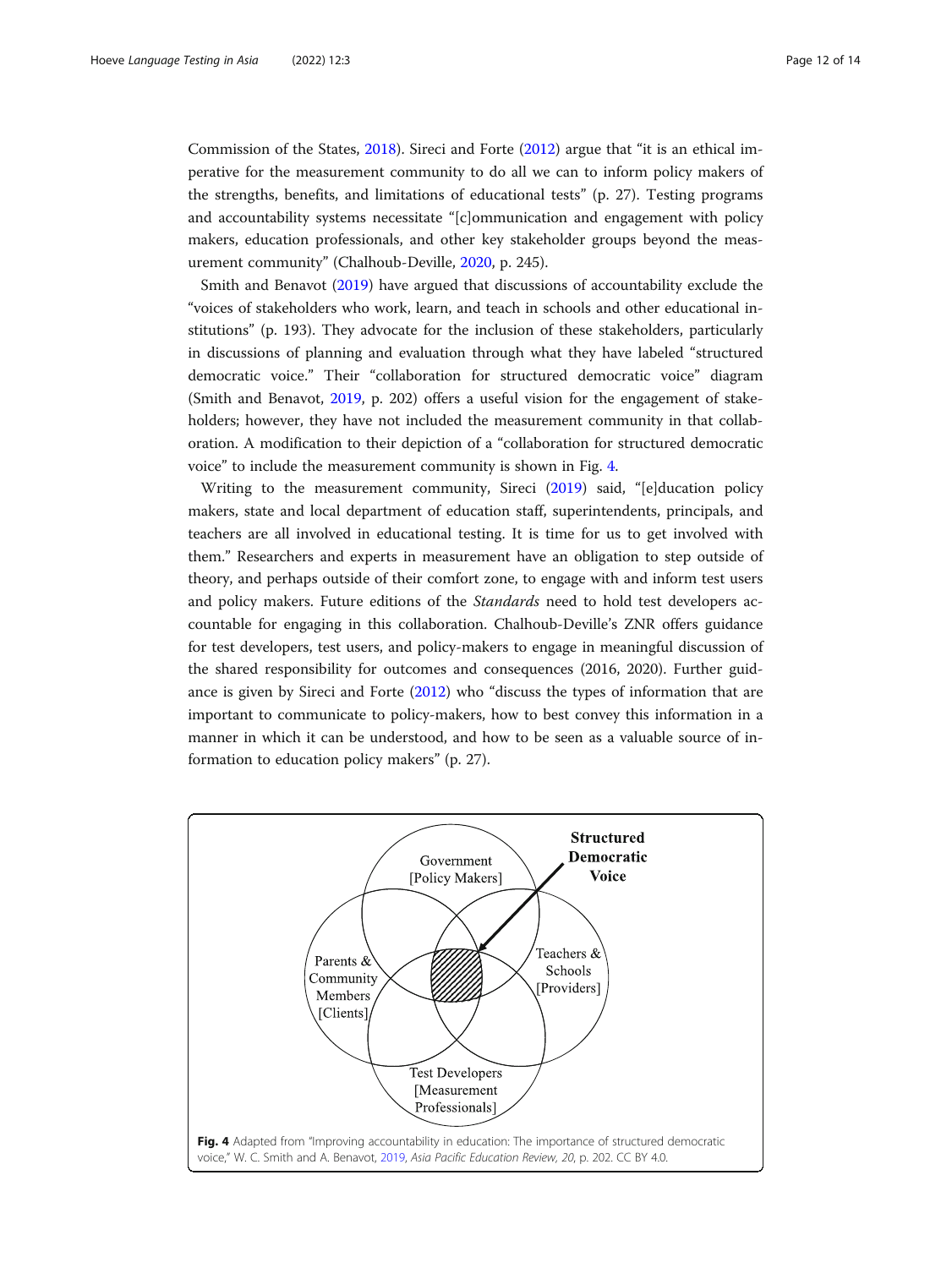Commission of the States, 2018). Sireci and Forte (2012) argue that "it is an ethical imperative for the measurement community to do all we can to inform policy makers of the strengths, benefits, and limitations of educational tests" (p. 27). Testing programs and accountability systems necessitate "[c]ommunication and engagement with policy makers, education professionals, and other key stakeholder groups beyond the measurement community" (Chalhoub-Deville, 2020, p. 245).

Smith and Benavot (2019) have argued that discussions of accountability exclude the "voices of stakeholders who work, learn, and teach in schools and other educational institutions" (p. 193). They advocate for the inclusion of these stakeholders, particularly in discussions of planning and evaluation through what they have labeled "structured democratic voice." Their "collaboration for structured democratic voice" diagram (Smith and Benavot, 2019, p. 202) offers a useful vision for the engagement of stakeholders; however, they have not included the measurement community in that collaboration. A modification to their depiction of a "collaboration for structured democratic voice" to include the measurement community is shown in Fig. 4.

Writing to the measurement community, Sireci (2019) said, "[e]ducation policy makers, state and local department of education staff, superintendents, principals, and teachers are all involved in educational testing. It is time for us to get involved with them." Researchers and experts in measurement have an obligation to step outside of theory, and perhaps outside of their comfort zone, to engage with and inform test users and policy makers. Future editions of the *Standards* need to hold test developers accountable for engaging in this collaboration. Chalhoub-Deville's ZNR offers guidance for test developers, test users, and policy-makers to engage in meaningful discussion of the shared responsibility for outcomes and consequences (2016, 2020). Further guidance is given by Sireci and Forte (2012) who "discuss the types of information that are important to communicate to policy-makers, how to best convey this information in a manner in which it can be understood, and how to be seen as a valuable source of information to education policy makers" (p. 27).

Government [Policy Makers]

Parents & Community Members [Clients]

Teachers & Schools [Providers]

Test Developers [Measurement Professionals]

**Structured Democratic Voice**

**Fig. 4** Adapted from "Improving accountability in education: The importance of structured democratic voice," W. C. Smith and A. Benavot, 2019, *Asia Pacific Education Review*, *20*, p. 202. CC BY 4.0.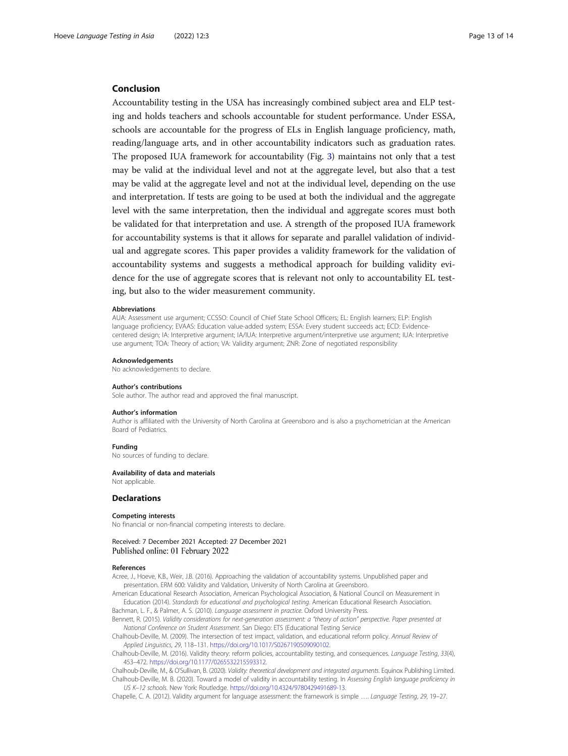## Conclusion

Accountability testing in the USA has increasingly combined subject area and ELP testing and holds teachers and schools accountable for student performance. Under ESSA, schools are accountable for the progress of ELs in English language proficiency, math, reading/language arts, and in other accountability indicators such as graduation rates. The proposed IUA framework for accountability (Fig. 3) maintains not only that a test may be valid at the individual level and not at the aggregate level, but also that a test may be valid at the aggregate level and not at the individual level, depending on the use and interpretation. If tests are going to be used at both the individual and the aggregate level with the same interpretation, then the individual and aggregate scores must both be validated for that interpretation and use. A strength of the proposed IUA framework for accountability systems is that it allows for separate and parallel validation of individual and aggregate scores. This paper provides a validity framework for the validation of accountability systems and suggests a methodical approach for building validity evidence for the use of aggregate scores that is relevant not only to accountability EL testing, but also to the wider measurement community.

#### Abbreviations

AUA: Assessment use argument; CCSSO: Council of Chief State School Officers; EL: English learners; ELP: English language proficiency; EVAAS: Education value-added system; ESSA: Every student succeeds act; ECD: Evidence-centered design; IA: Interpretive argument; IA/IUA: Interpretive argument/interpretive use argument; IUA: Interpretive use argument; TOA: Theory of action; VA: Validity argument; ZNR: Zone of negotiated responsibility

#### Acknowledgements

No acknowledgements to declare.

#### Author's contributions

Sole author. The author read and approved the final manuscript.

#### Author's information

Author is affiliated with the University of North Carolina at Greensboro and is also a psychometrician at the American Board of Pediatrics.

#### Funding

No sources of funding to declare.

#### Availability of data and materials

Not applicable.

## Declarations

#### Competing interests

No financial or non-financial competing interests to declare.

Received: 7 December 2021 Accepted: 27 December 2021
Published online: 01 February 2022

#### References

Acree, J., Hoeve, K.B., Weir, J.B. (2016). Approaching the validation of accountability systems. Unpublished paper and presentation. ERM 600: Validity and Validation, University of North Carolina at Greensboro.

American Educational Research Association, American Psychological Association, & National Council on Measurement in Education (2014). *Standards for educational and psychological testing*. American Educational Research Association.

Bachman, L. F., & Palmer, A. S. (2010). *Language assessment in practice*. Oxford University Press.

Bennett, R. (2015). *Validity considerations for next-generation assessment: a "theory of action" perspective. Paper presented at National Conference on Student Assessment*. San Diego: ETS (Educational Testing Service

Chalhoub-Deville, M. (2009). The intersection of test impact, validation, and educational reform policy. *Annual Review of Applied Linguistics*, *29*, 118–131. https://doi.org/10.1017/S0267190509090102.

Chalhoub-Deville, M. (2016). Validity theory: reform policies, accountability testing, and consequences. *Language Testing*, *33*(4), 453–472. https://doi.org/10.1177/0265532215593312.

Chalhoub-Deville, M., & O'Sullivan, B. (2020). *Validity: theoretical development and integrated arguments*. Equinox Publishing Limited.

Chalhoub-Deville, M. B. (2020). Toward a model of validity in accountability testing. In *Assessing English language proficiency in US K–12 schools*. New York: Routledge. https://doi.org/10.4324/9780429491689-13.

Chapelle, C. A. (2012). Validity argument for language assessment: the framework is simple …. *Language Testing*, *29*, 19–27.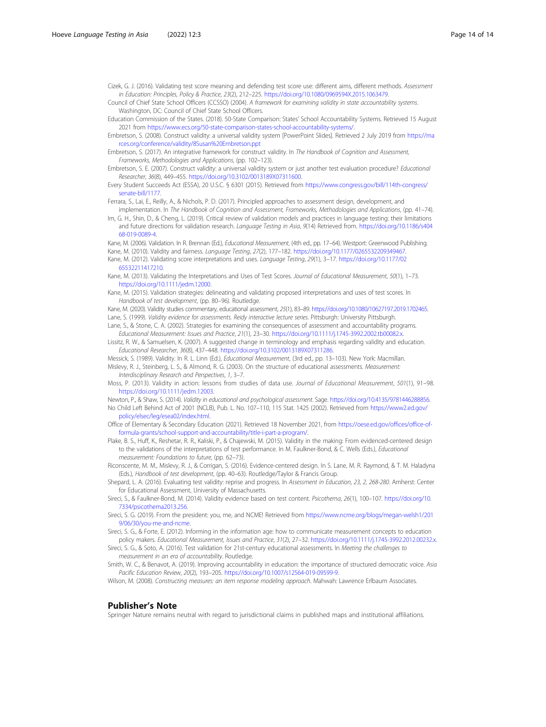Cizek, G. J. (2016). Validating test score meaning and defending test score use: different aims, different methods. *Assessment in Education: Principles, Policy & Practice*, *23*(2), 212–225. https://doi.org/10.1080/0969594X.2015.1063479.

Council of Chief State School Officers (CCSSO) (2004). *A framework for examining validity in state accountability systems*. Washington, DC: Council of Chief State School Officers.

Education Commission of the States. (2018). 50-State Comparison: States' School Accountability Systems. Retrieved 15 August 2021 from https://www.ecs.org/50-state-comparison-states-school-accountability-systems/.

Embretson, S. (2008). Construct validity: a universal validity system [PowerPoint Slides]. Retrieved 2 July 2019 from https://marces.org/conference/validity/8Susan%20Embretson.ppt

Embretson, S. (2017). An integrative framework for construct validity. In *The Handbook of Cognition and Assessment, Frameworks, Methodologies and Applications*, (pp. 102–123).

Embretson, S. E. (2007). Construct validity: a universal validity system or just another test evaluation procedure? *Educational Researcher*, *36*(8), 449–455. https://doi.org/10.3102/0013189X07311600.

Every Student Succeeds Act (ESSA), 20 U.S.C. § 6301 (2015). Retrieved from https://www.congress.gov/bill/114th-congress/senate-bill/1177.

Ferrara, S., Lai, E., Reilly, A., & Nichols, P. D. (2017). Principled approaches to assessment design, development, and implementation. In *The Handbook of Cognition and Assessment, Frameworks, Methodologies and Applications*, (pp. 41–74).

Im, G. H., Shin, D., & Cheng, L. (2019). Critical review of validation models and practices in language testing: their limitations and future directions for validation research. *Language Testing in Asia*, *9*(14) Retrieved from. https://doi.org/10.1186/s40468-019-0089-4.

Kane, M. (2006). Validation. In R. Brennan (Ed.), *Educational Measurement*, (4th ed., pp. 17–64). Westport: Greenwood Publishing.

Kane, M. (2010). Validity and fairness. *Language Testing*, *27*(2), 177–182. https://doi.org/10.1177/0265532209349467.

Kane, M. (2012). Validating score interpretations and uses. *Language Testing*, *29*(1), 3–17. https://doi.org/10.1177/0265532211417210.

Kane, M. (2013). Validating the Interpretations and Uses of Test Scores. *Journal of Educational Measurement*, *50*(1), 1–73. https://doi.org/10.1111/jedm.12000.

Kane, M. (2015). Validation strategies: delineating and validating proposed interpretations and uses of test scores. In *Handbook of test development*, (pp. 80–96). Routledge.

Kane, M. (2020). Validity studies commentary, educational assessment, *25*(1), 83–89. https://doi.org/10.1080/10627197.2019.1702465.

Lane, S. (1999). *Validity evidence for assessments. Reidy interactive lecture series*. Pittsburgh: University Pittsburgh.

Lane, S., & Stone, C. A. (2002). Strategies for examining the consequences of assessment and accountability programs. *Educational Measurement: Issues and Practice*, *21*(1), 23–30. https://doi.org/10.1111/j.1745-3992.2002.tb00082.x.

Lissitz, R. W., & Samuelsen, K. (2007). A suggested change in terminology and emphasis regarding validity and education. *Educational Researcher*, *36*(8), 437–448. https://doi.org/10.3102/0013189X07311286.

Messick, S. (1989). Validity. In R. L. Linn (Ed.), *Educational Measurement*, (3rd ed., pp. 13–103). New York: Macmillan.

Mislevy, R. J., Steinberg, L. S., & Almond, R. G. (2003). On the structure of educational assessments. *Measurement: Interdisciplinary Research and Perspectives*, *1*, 3–7.

Moss, P. (2013). Validity in action: lessons from studies of data use. *Journal of Educational Measurement*, *501*(1), 91–98. https://doi.org/10.1111/jedm.12003.

Newton, P., & Shaw, S. (2014). *Validity in educational and psychological assessment*. Sage. https://doi.org/10.4135/9781446288856.

No Child Left Behind Act of 2001 (NCLB), Pub. L. No. 107–110, 115 Stat. 1425 (2002). Retrieved from https://www2.ed.gov/policy/elsec/leg/esea02/index.html.

Office of Elementary & Secondary Education (2021). Retrieved 18 November 2021, from https://oese.ed.gov/offices/office-of-formula-grants/school-support-and-accountability/title-i-part-a-program/.

Plake, B. S., Huff, K., Reshetar, R. R., Kaliski, P., & Chajewski, M. (2015). Validity in the making: From evidenced-centered design to the validations of the interpretations of test performance. In M. Faulkner-Bond, & C. Wells (Eds.), *Educational measurement: Foundations to future*, (pp. 62–73).

Riconscente, M. M., Mislevy, R. J., & Corrigan, S. (2016). Evidence-centered design. In S. Lane, M. R. Raymond, & T. M. Haladyna (Eds.), *Handbook of test development*, (pp. 40–63). Routledge/Taylor & Francis Group.

Shepard, L. A. (2016). Evaluating test validity: reprise and progress. In *Assessment in Education, 23, 2, 268-280*. Amherst: Center for Educational Assessment, University of Massachusetts.

Sireci, S., & Faulkner-Bond, M. (2014). Validity evidence based on test content. *Psicothema*, *26*(1), 100–107. https://doi.org/10.7334/psicothema2013.256.

Sireci, S. G. (2019). From the president: you, me, and NCME! Retrieved from https://www.ncme.org/blogs/megan-welsh1/2019/06/30/you-me-and-ncme.

Sireci, S. G., & Forte, E. (2012). Informing in the information age: how to communicate measurement concepts to education policy makers. *Educational Measurement, Issues and Practice*, *31*(2), 27–32. https://doi.org/10.1111/j.1745-3992.2012.00232.x.

Sireci, S. G., & Soto, A. (2016). Test validation for 21st-century educational assessments. In *Meeting the challenges to measurement in an era of accountability*. Routledge.

Smith, W. C., & Benavot, A. (2019). Improving accountability in education: the importance of structured democratic voice. *Asia Pacific Education Review*, *20*(2), 193–205. https://doi.org/10.1007/s12564-019-09599-9.

Wilson, M. (2008). *Constructing measures: an item response modeling approach*. Mahwah: Lawrence Erlbaum Associates.

## Publisher's Note

Springer Nature remains neutral with regard to jurisdictional claims in published maps and institutional affiliations.